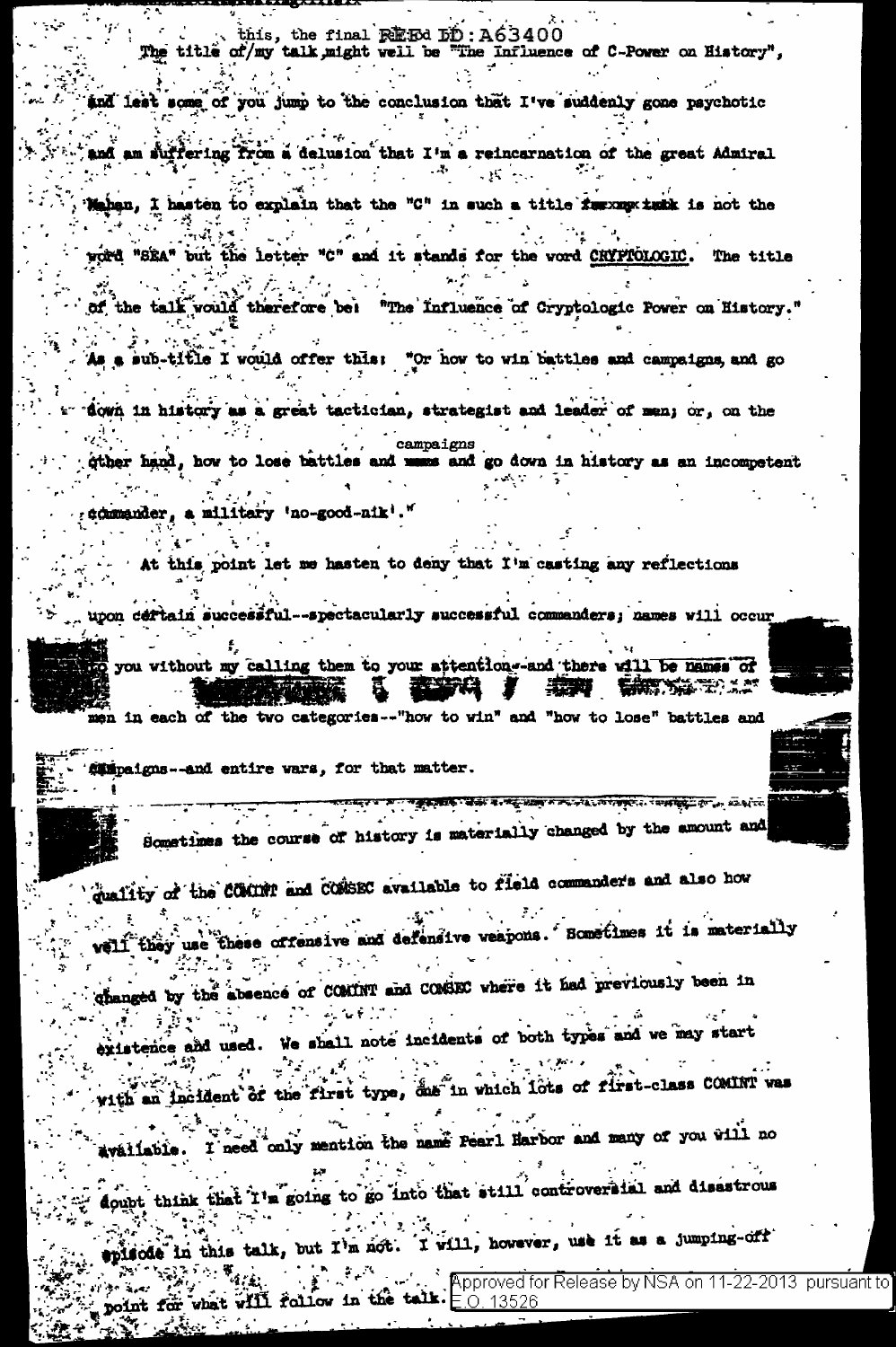this, the final REF ID:A63400 The title of my talk might well be "The Influence of C-Power on History", and lest some of you jump to the conclusion that I've suddenly gone psychotic and am suffering from a delusion that I'm a reincarnation of the great Admiral Mahan, I hasten to explain that the "C" in such a title is not the word "SEA" but the letter "C" and it stands for the word CRYPTOLOGIC. The title of the talk would therefore be: "The Influence of Cryptologic Power on History." As a sub-title I would offer this: "Or how to win battles and campaigns, and go down in history as a great tactician, strategist and leader of men; or, on the other hand, how to lose battles and campaigns and go down in history as an incompetent commander, a military 'no-good-nik'."

At this point let me hasten to deny that I'm casting any reflections upon certain successful--spectacularly successful commanders; names will occur to you without my calling them to your attention--and there will be names of men in each of the two categories--"how to win" and "how to lose" battles and campaigns--and entire wars, for that matter.

Sometimes the course of history is materially changed by the amount and quality of the COMINT and COMSEC available to field commanders and also how well they use these offensive and defensive weapons. Sometimes it is materially changed by the absence of COMINT and COMSEC where it had previously been in existence and used. We shall note incidents of both types and we may start with an incident of the first type, one in which lots of first-class COMINT was available. I need only mention the name Pearl Harbor and many of you will no doubt think that I'm going to go into that still controversial and disastrous episode in this talk, but I'm not. I will, however, use it as a jumping-off point for what will follow in the talk.

Approved for Release by NSA on 11-22-2013 pursuant to E.O. 13526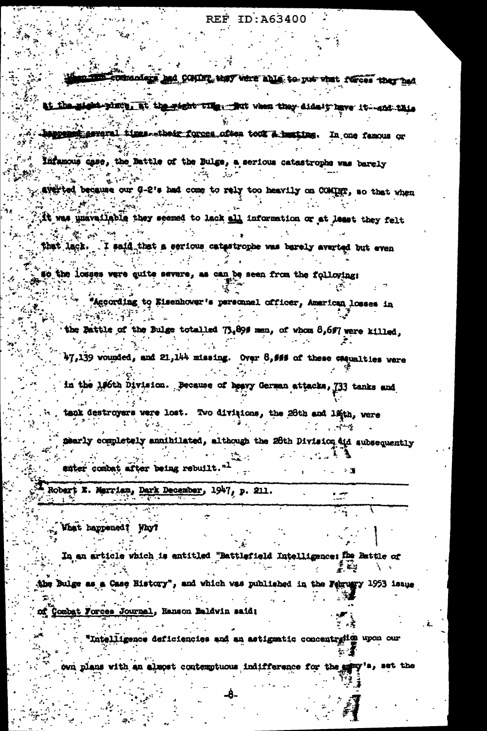When the commanders had COMINT they were able to put what forces they had at the right place, at the right time. But when they didn't have it--and this happened several times--their forces often took a beating. In one famous or infamous case, the Battle of the Bulge, a serious catastrophe was barely averted because our G-2's had come to rely too heavily on COMINT, so that when it was unavailable they seemed to lack all information or at least they felt that lack. I said that a serious catastrophe was barely averted but even so the losses were quite severe, as can be seen from the following:

> "According to Eisenhower's personnel officer, American losses in the Battle of the Bulge totalled 73,890 men, of whom 8,607 were killed, 47,139 wounded, and 21,144 missing. Over 8,000 of these casualties were in the 106th Division. Because of heavy German attacks, 733 tanks and tank destroyers were lost. Two divisions, the 28th and 106th, were nearly completely annihilated, although the 28th Division did subsequently enter combat after being rebuilt."[1]

---

[1] Robert E. Merriam, Dark December, 1947, p. 211.

What happened? Why?

In an article which is entitled "Battlefield Intelligence: The Battle of the Bulge as a Case History", and which was published in the February 1953 issue of Combat Forces Journal, Hanson Baldwin said:

> "Intelligence deficiencies and an astigmatic concentration upon our own plans with an almost contemptuous indifference for the enemy's, set the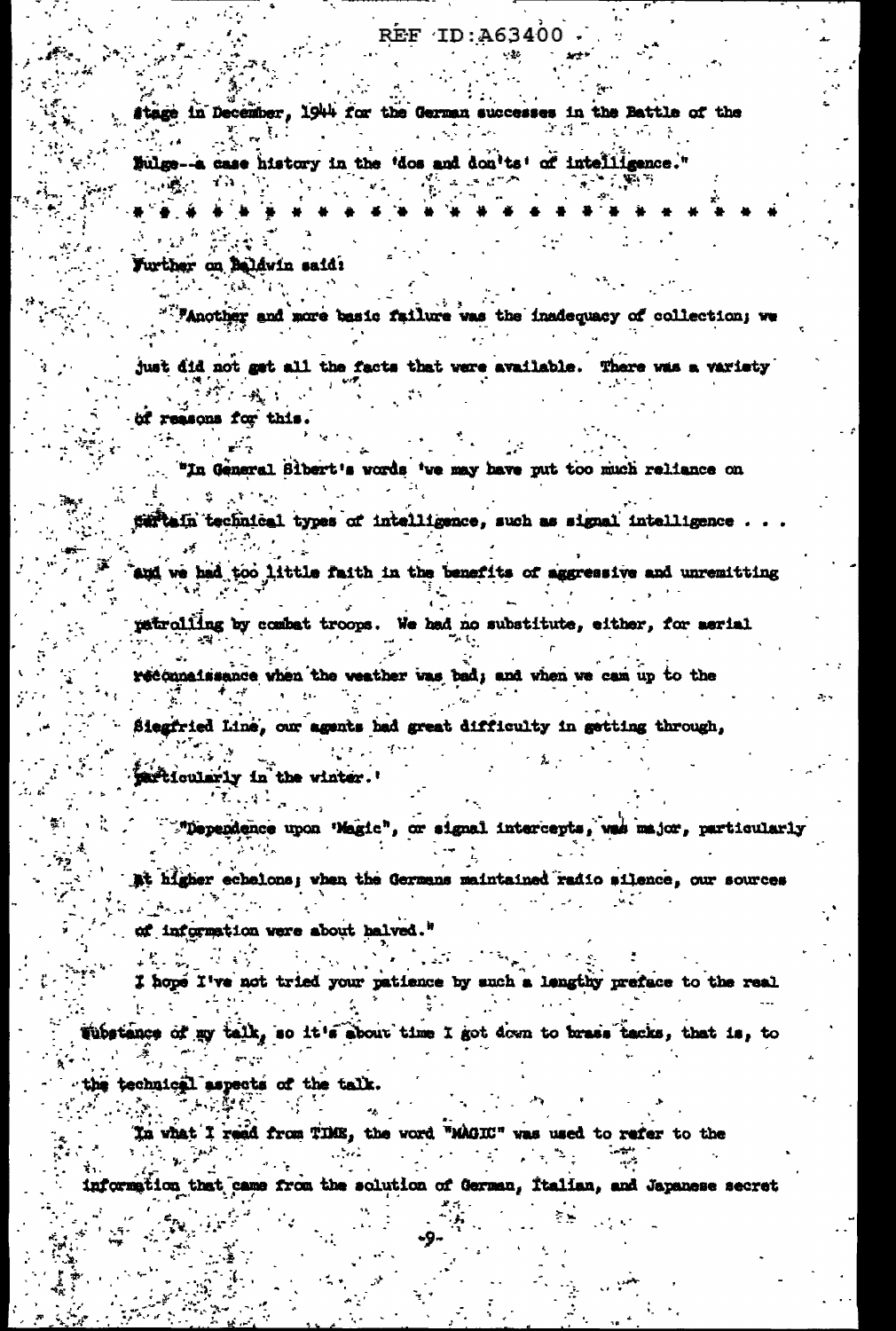stage in December, 1944 for the German successes in the Battle of the Bulge--a case history in the 'dos and don'ts' of intelligence."

* * * * * * * * * * * * * * * * * * * * * * * * *

Further on Baldwin said:

"Another and more basic failure was the inadequacy of collection; we just did not get all the facts that were available. There was a variety of reasons for this.

"In General Sibert's words 'we may have put too much reliance on certain technical types of intelligence, such as signal intelligence . . . and we had too little faith in the benefits of aggressive and unremitting patrolling by combat troops. We had no substitute, either, for aerial reconnaissance when the weather was bad; and when we cam up to the Siegfried Line, our agents had great difficulty in getting through, particularly in the winter.'

"Dependence upon 'Magic", or signal intercepts, was major, particularly at higher echelons; when the Germans maintained radio silence, our sources of information were about halved."

I hope I've not tried your patience by such a lengthy preface to the real substance of my talk, so it's about time I got down to brass tacks, that is, to the technical aspects of the talk.

In what I read from TIME, the word "MAGIC" was used to refer to the information that came from the solution of German, Italian, and Japanese secret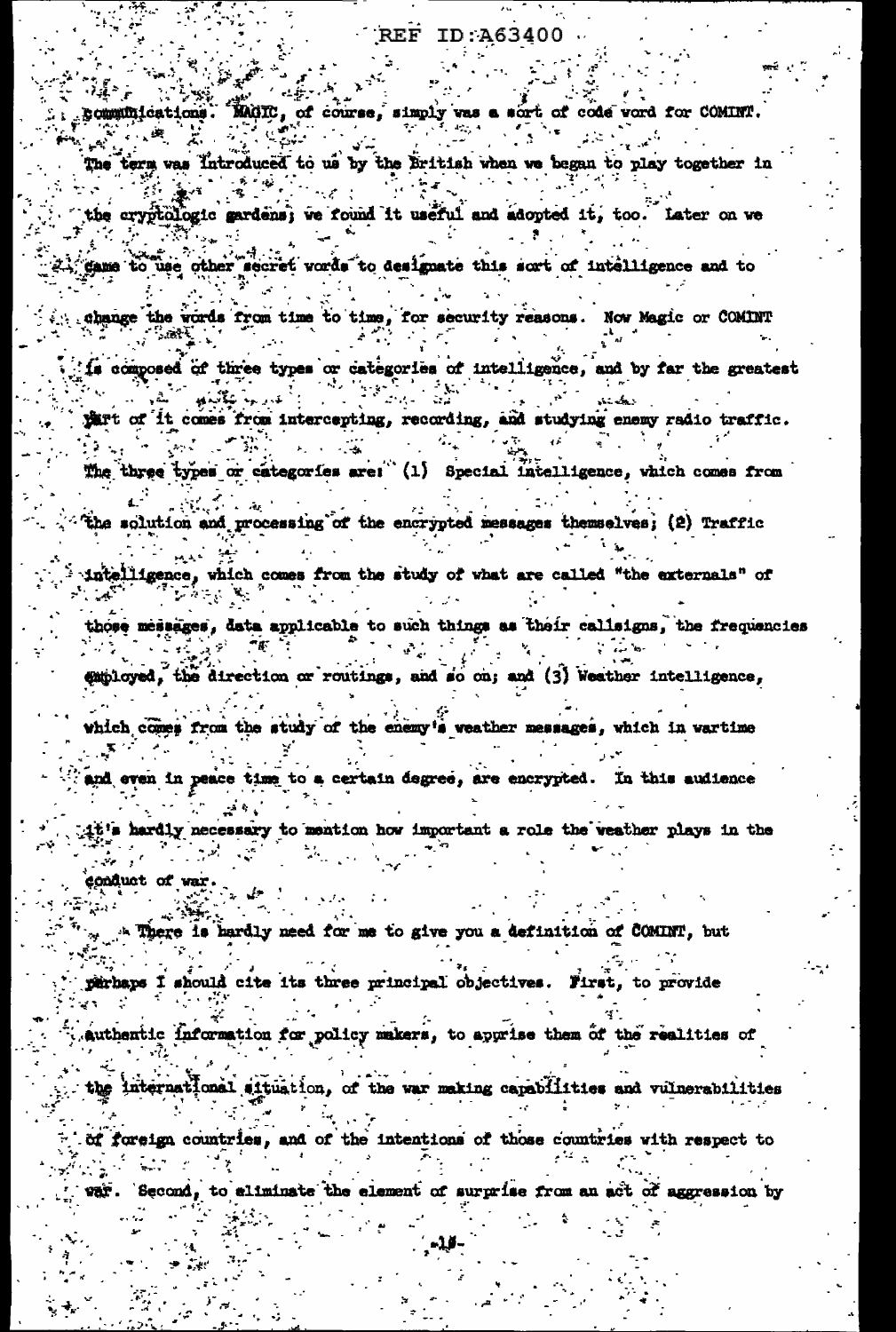communications. MAGIC, of course, simply was a sort of code word for COMINT. The term was introduced to us by the British when we began to play together in the cryptologic gardens; we found it useful and adopted it, too. Later on we came to use other secret words to designate this sort of intelligence and to change the words from time to time, for security reasons. Now Magic or COMINT is composed of three types or categories of intelligence, and by far the greatest part of it comes from intercepting, recording, and studying enemy radio traffic. The three types or categories are: (1) Special intelligence, which comes from the solution and processing of the encrypted messages themselves; (2) Traffic intelligence, which comes from the study of what are called "the externals" of those messages, data applicable to such things as their callsigns, the frequencies employed, the direction or routings, and so on; and (3) Weather intelligence, which comes from the study of the enemy's weather messages, which in wartime and even in peace time to a certain degree, are encrypted. In this audience it's hardly necessary to mention how important a role the weather plays in the conduct of war.

There is hardly need for me to give you a definition of COMINT, but perhaps I should cite its three principal objectives. First, to provide authentic information for policy makers, to apprise them of the realities of the international situation, of the war making capabilities and vulnerabilities of foreign countries, and of the intentions of those countries with respect to war. Second, to eliminate the element of surprise from an act of aggression by